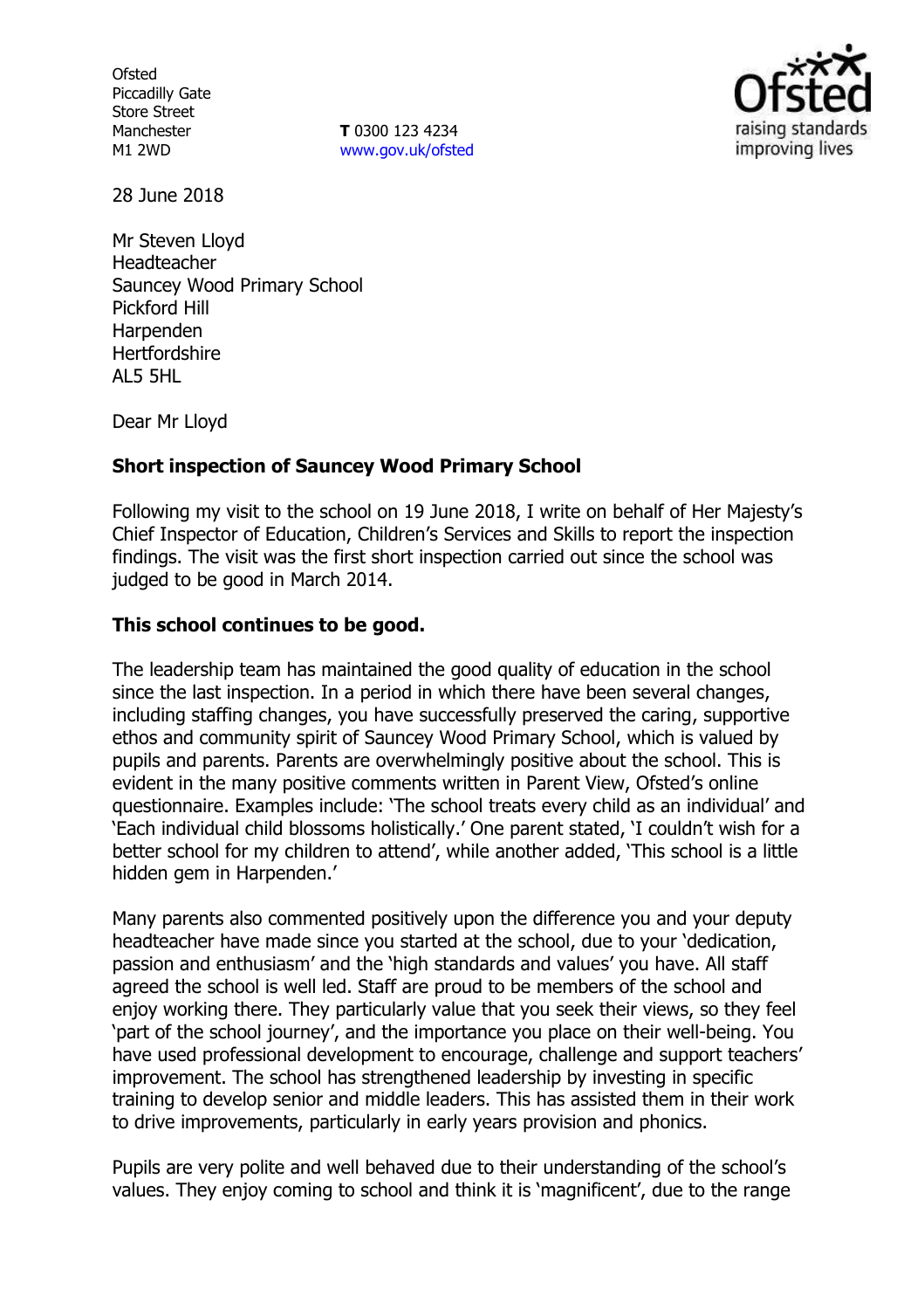Ofsted
Piccadilly Gate
Store Street
Manchester
M1 2WD

**T** 0300 123 4234
www.gov.uk/ofsted

28 June 2018

Mr Steven Lloyd
Headteacher
Sauncey Wood Primary School
Pickford Hill
Harpenden
Hertfordshire
AL5 5HL

Dear Mr Lloyd

**Short inspection of Sauncey Wood Primary School**

Following my visit to the school on 19 June 2018, I write on behalf of Her Majesty's Chief Inspector of Education, Children's Services and Skills to report the inspection findings. The visit was the first short inspection carried out since the school was judged to be good in March 2014.

**This school continues to be good.**

The leadership team has maintained the good quality of education in the school since the last inspection. In a period in which there have been several changes, including staffing changes, you have successfully preserved the caring, supportive ethos and community spirit of Sauncey Wood Primary School, which is valued by pupils and parents. Parents are overwhelmingly positive about the school. This is evident in the many positive comments written in Parent View, Ofsted's online questionnaire. Examples include: 'The school treats every child as an individual' and 'Each individual child blossoms holistically.' One parent stated, 'I couldn't wish for a better school for my children to attend', while another added, 'This school is a little hidden gem in Harpenden.'

Many parents also commented positively upon the difference you and your deputy headteacher have made since you started at the school, due to your 'dedication, passion and enthusiasm' and the 'high standards and values' you have. All staff agreed the school is well led. Staff are proud to be members of the school and enjoy working there. They particularly value that you seek their views, so they feel 'part of the school journey', and the importance you place on their well-being. You have used professional development to encourage, challenge and support teachers' improvement. The school has strengthened leadership by investing in specific training to develop senior and middle leaders. This has assisted them in their work to drive improvements, particularly in early years provision and phonics.

Pupils are very polite and well behaved due to their understanding of the school's values. They enjoy coming to school and think it is 'magnificent', due to the range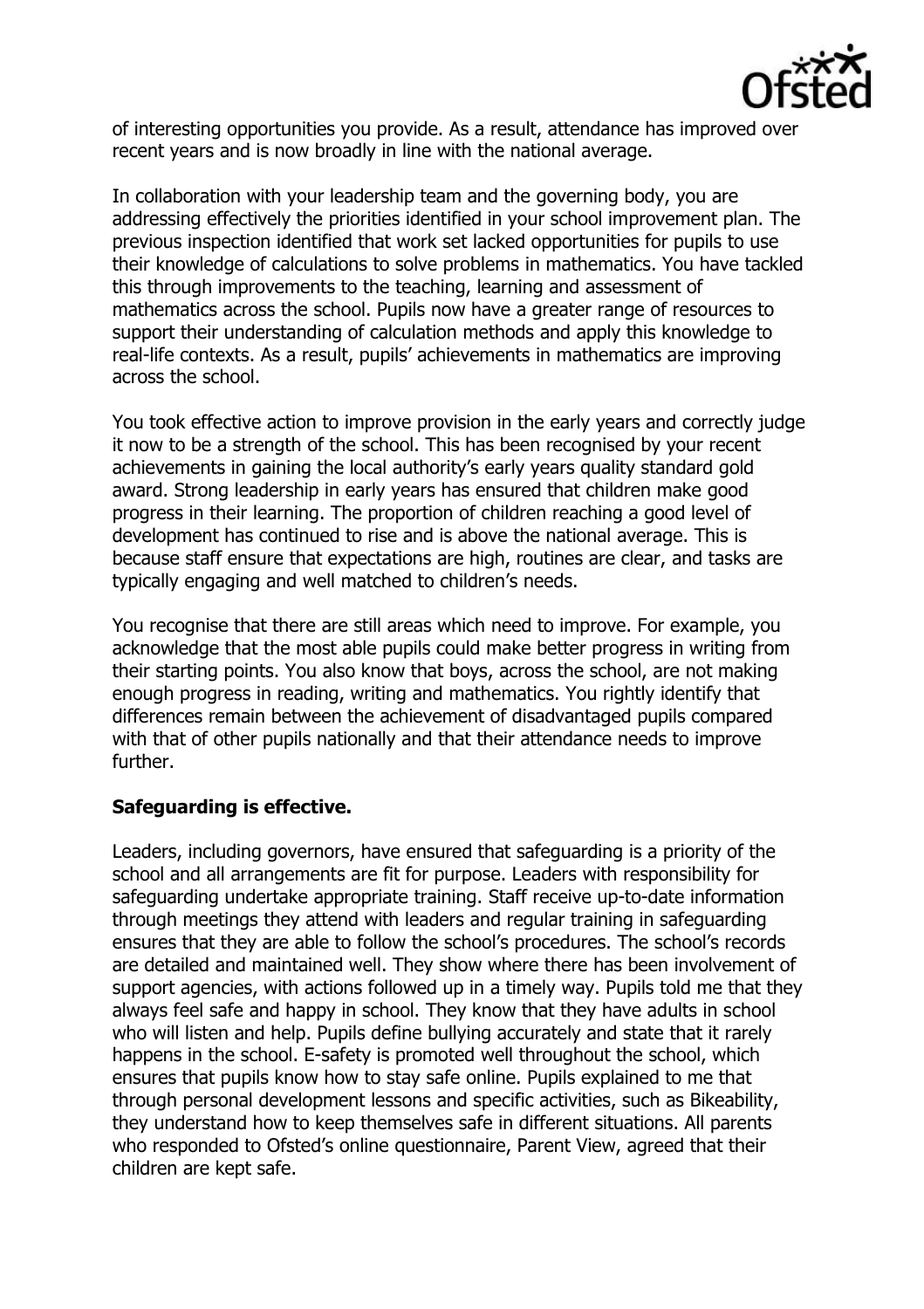of interesting opportunities you provide. As a result, attendance has improved over recent years and is now broadly in line with the national average.

In collaboration with your leadership team and the governing body, you are addressing effectively the priorities identified in your school improvement plan. The previous inspection identified that work set lacked opportunities for pupils to use their knowledge of calculations to solve problems in mathematics. You have tackled this through improvements to the teaching, learning and assessment of mathematics across the school. Pupils now have a greater range of resources to support their understanding of calculation methods and apply this knowledge to real-life contexts. As a result, pupils' achievements in mathematics are improving across the school.

You took effective action to improve provision in the early years and correctly judge it now to be a strength of the school. This has been recognised by your recent achievements in gaining the local authority's early years quality standard gold award. Strong leadership in early years has ensured that children make good progress in their learning. The proportion of children reaching a good level of development has continued to rise and is above the national average. This is because staff ensure that expectations are high, routines are clear, and tasks are typically engaging and well matched to children's needs.

You recognise that there are still areas which need to improve. For example, you acknowledge that the most able pupils could make better progress in writing from their starting points. You also know that boys, across the school, are not making enough progress in reading, writing and mathematics. You rightly identify that differences remain between the achievement of disadvantaged pupils compared with that of other pupils nationally and that their attendance needs to improve further.

**Safeguarding is effective.**

Leaders, including governors, have ensured that safeguarding is a priority of the school and all arrangements are fit for purpose. Leaders with responsibility for safeguarding undertake appropriate training. Staff receive up-to-date information through meetings they attend with leaders and regular training in safeguarding ensures that they are able to follow the school's procedures. The school's records are detailed and maintained well. They show where there has been involvement of support agencies, with actions followed up in a timely way. Pupils told me that they always feel safe and happy in school. They know that they have adults in school who will listen and help. Pupils define bullying accurately and state that it rarely happens in the school. E-safety is promoted well throughout the school, which ensures that pupils know how to stay safe online. Pupils explained to me that through personal development lessons and specific activities, such as Bikeability, they understand how to keep themselves safe in different situations. All parents who responded to Ofsted's online questionnaire, Parent View, agreed that their children are kept safe.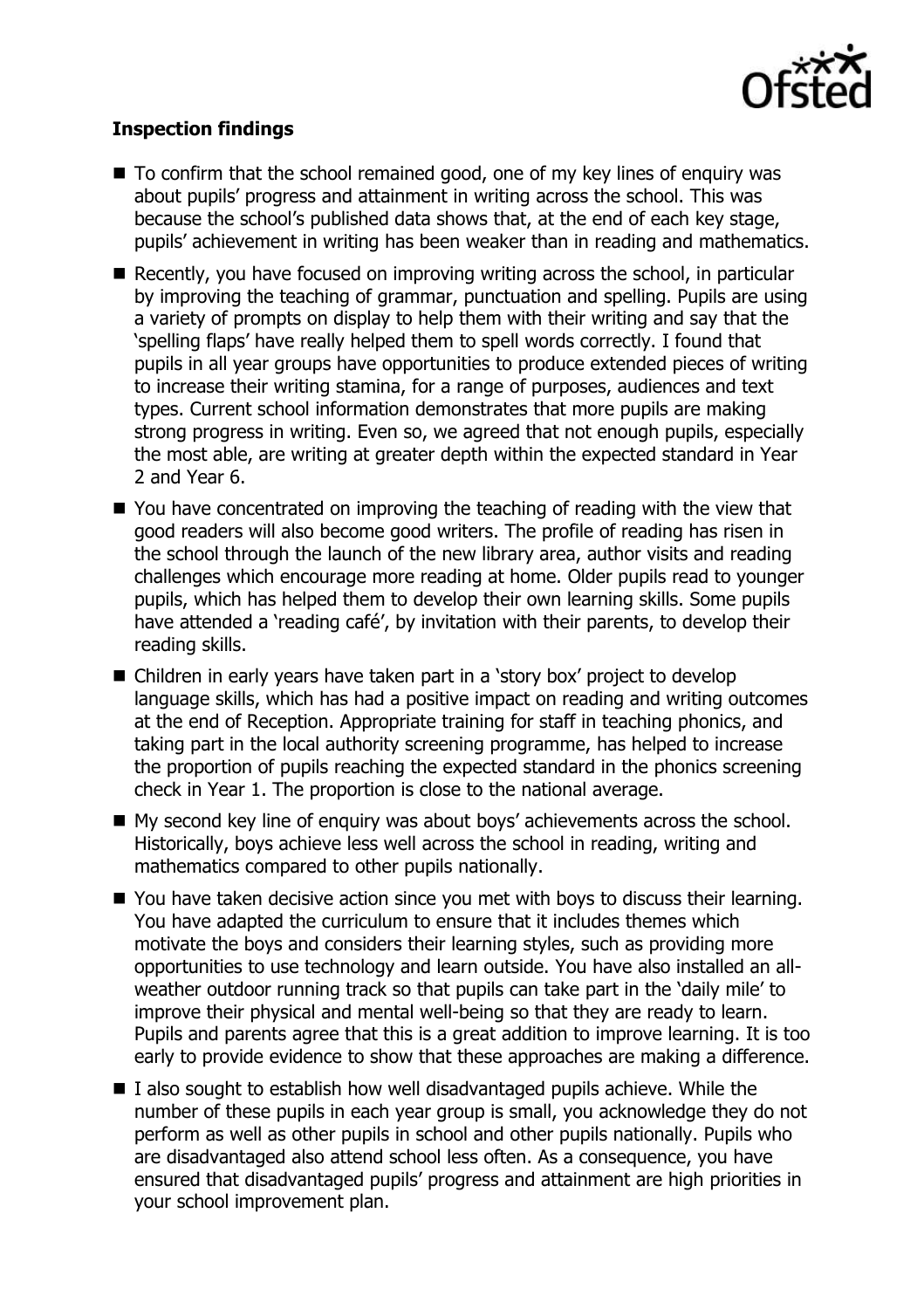**Inspection findings**

- To confirm that the school remained good, one of my key lines of enquiry was about pupils' progress and attainment in writing across the school. This was because the school's published data shows that, at the end of each key stage, pupils' achievement in writing has been weaker than in reading and mathematics.
- Recently, you have focused on improving writing across the school, in particular by improving the teaching of grammar, punctuation and spelling. Pupils are using a variety of prompts on display to help them with their writing and say that the 'spelling flaps' have really helped them to spell words correctly. I found that pupils in all year groups have opportunities to produce extended pieces of writing to increase their writing stamina, for a range of purposes, audiences and text types. Current school information demonstrates that more pupils are making strong progress in writing. Even so, we agreed that not enough pupils, especially the most able, are writing at greater depth within the expected standard in Year 2 and Year 6.
- You have concentrated on improving the teaching of reading with the view that good readers will also become good writers. The profile of reading has risen in the school through the launch of the new library area, author visits and reading challenges which encourage more reading at home. Older pupils read to younger pupils, which has helped them to develop their own learning skills. Some pupils have attended a 'reading café', by invitation with their parents, to develop their reading skills.
- Children in early years have taken part in a 'story box' project to develop language skills, which has had a positive impact on reading and writing outcomes at the end of Reception. Appropriate training for staff in teaching phonics, and taking part in the local authority screening programme, has helped to increase the proportion of pupils reaching the expected standard in the phonics screening check in Year 1. The proportion is close to the national average.
- My second key line of enquiry was about boys' achievements across the school. Historically, boys achieve less well across the school in reading, writing and mathematics compared to other pupils nationally.
- You have taken decisive action since you met with boys to discuss their learning. You have adapted the curriculum to ensure that it includes themes which motivate the boys and considers their learning styles, such as providing more opportunities to use technology and learn outside. You have also installed an all-weather outdoor running track so that pupils can take part in the 'daily mile' to improve their physical and mental well-being so that they are ready to learn. Pupils and parents agree that this is a great addition to improve learning. It is too early to provide evidence to show that these approaches are making a difference.
- I also sought to establish how well disadvantaged pupils achieve. While the number of these pupils in each year group is small, you acknowledge they do not perform as well as other pupils in school and other pupils nationally. Pupils who are disadvantaged also attend school less often. As a consequence, you have ensured that disadvantaged pupils' progress and attainment are high priorities in your school improvement plan.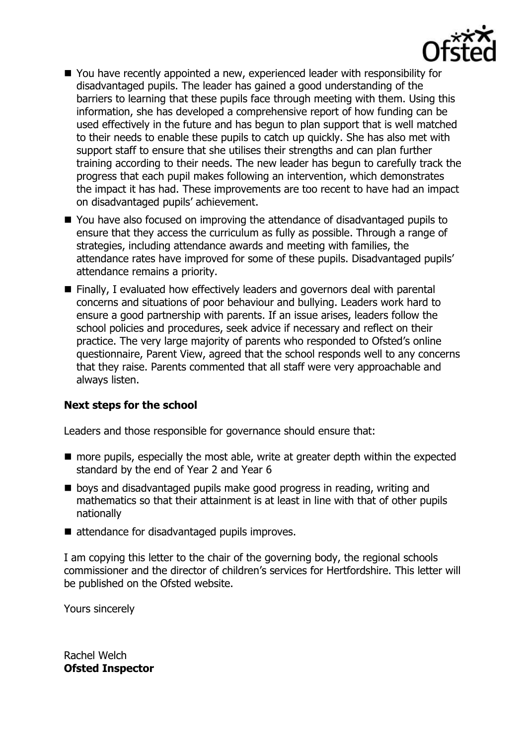- You have recently appointed a new, experienced leader with responsibility for disadvantaged pupils. The leader has gained a good understanding of the barriers to learning that these pupils face through meeting with them. Using this information, she has developed a comprehensive report of how funding can be used effectively in the future and has begun to plan support that is well matched to their needs to enable these pupils to catch up quickly. She has also met with support staff to ensure that she utilises their strengths and can plan further training according to their needs. The new leader has begun to carefully track the progress that each pupil makes following an intervention, which demonstrates the impact it has had. These improvements are too recent to have had an impact on disadvantaged pupils' achievement.
- You have also focused on improving the attendance of disadvantaged pupils to ensure that they access the curriculum as fully as possible. Through a range of strategies, including attendance awards and meeting with families, the attendance rates have improved for some of these pupils. Disadvantaged pupils' attendance remains a priority.
- Finally, I evaluated how effectively leaders and governors deal with parental concerns and situations of poor behaviour and bullying. Leaders work hard to ensure a good partnership with parents. If an issue arises, leaders follow the school policies and procedures, seek advice if necessary and reflect on their practice. The very large majority of parents who responded to Ofsted's online questionnaire, Parent View, agreed that the school responds well to any concerns that they raise. Parents commented that all staff were very approachable and always listen.

**Next steps for the school**

Leaders and those responsible for governance should ensure that:

- more pupils, especially the most able, write at greater depth within the expected standard by the end of Year 2 and Year 6
- boys and disadvantaged pupils make good progress in reading, writing and mathematics so that their attainment is at least in line with that of other pupils nationally
- attendance for disadvantaged pupils improves.

I am copying this letter to the chair of the governing body, the regional schools commissioner and the director of children's services for Hertfordshire. This letter will be published on the Ofsted website.

Yours sincerely

Rachel Welch
**Ofsted Inspector**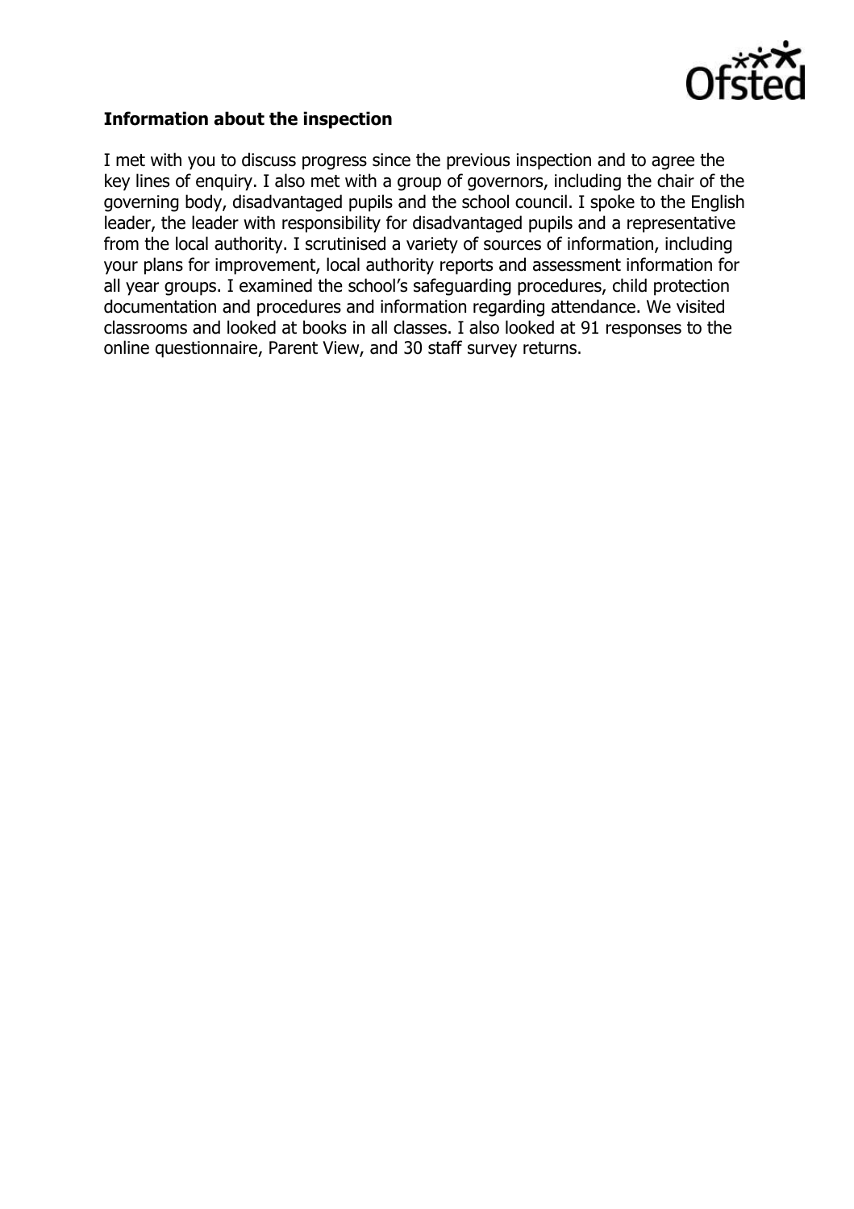**Information about the inspection**

I met with you to discuss progress since the previous inspection and to agree the key lines of enquiry. I also met with a group of governors, including the chair of the governing body, disadvantaged pupils and the school council. I spoke to the English leader, the leader with responsibility for disadvantaged pupils and a representative from the local authority. I scrutinised a variety of sources of information, including your plans for improvement, local authority reports and assessment information for all year groups. I examined the school's safeguarding procedures, child protection documentation and procedures and information regarding attendance. We visited classrooms and looked at books in all classes. I also looked at 91 responses to the online questionnaire, Parent View, and 30 staff survey returns.